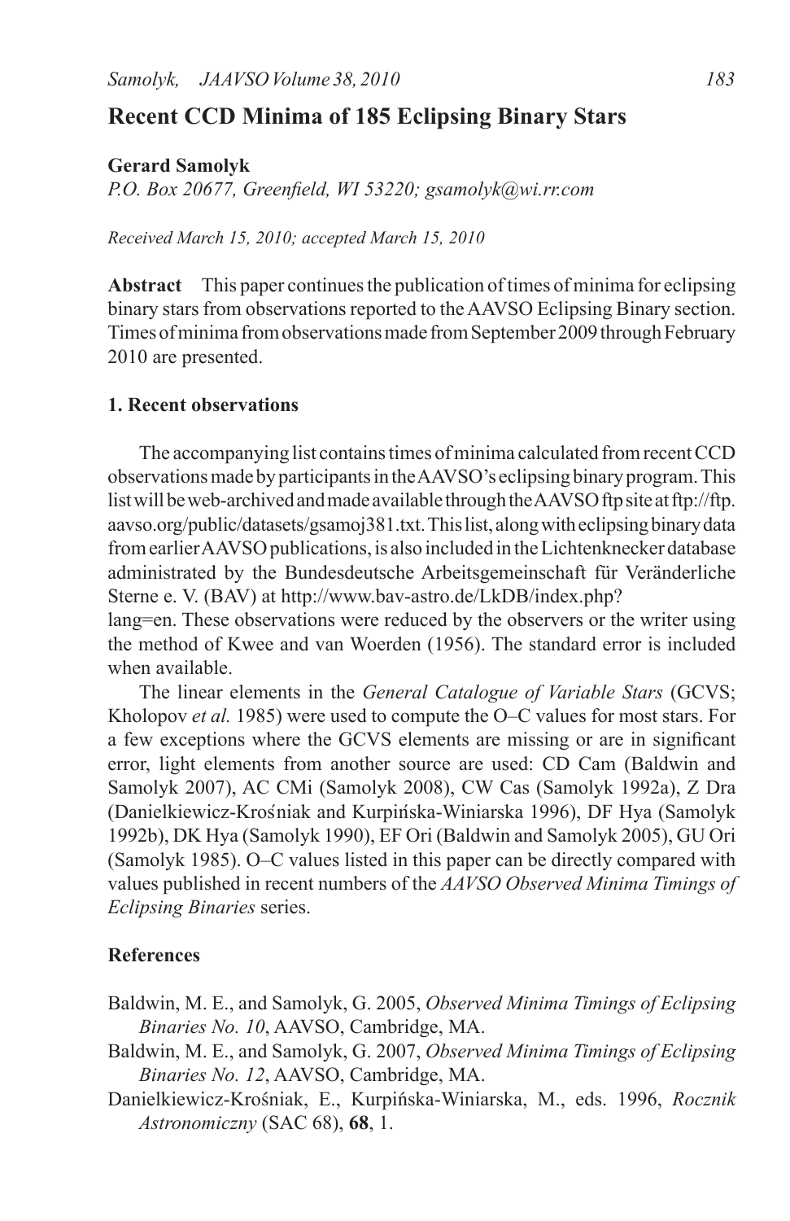# Recent CCD Minima of 185 Eclipsing Binary Stars

**Gerard Samolyk**
*P.O. Box 20677, Greenfield, WI 53220; gsamolyk@wi.rr.com*

*Received March 15, 2010; accepted March 15, 2010*

**Abstract** This paper continues the publication of times of minima for eclipsing binary stars from observations reported to the AAVSO Eclipsing Binary section. Times of minima from observations made from September 2009 through February 2010 are presented.

## 1. Recent observations

The accompanying list contains times of minima calculated from recent CCD observations made by participants in the AAVSO's eclipsing binary program. This list will be web-archived and made available through the AAVSO ftp site at ftp://ftp.aavso.org/public/datasets/gsamoj381.txt. This list, along with eclipsing binary data from earlier AAVSO publications, is also included in the Lichtenknecker database administrated by the Bundesdeutsche Arbeitsgemeinschaft für Veränderliche Sterne e. V. (BAV) at http://www.bav-astro.de/LkDB/index.php?lang=en. These observations were reduced by the observers or the writer using the method of Kwee and van Woerden (1956). The standard error is included when available.

The linear elements in the *General Catalogue of Variable Stars* (GCVS; Kholopov *et al.* 1985) were used to compute the O–C values for most stars. For a few exceptions where the GCVS elements are missing or are in significant error, light elements from another source are used: CD Cam (Baldwin and Samolyk 2007), AC CMi (Samolyk 2008), CW Cas (Samolyk 1992a), Z Dra (Danielkiewicz-Krośniak and Kurpińska-Winiarska 1996), DF Hya (Samolyk 1992b), DK Hya (Samolyk 1990), EF Ori (Baldwin and Samolyk 2005), GU Ori (Samolyk 1985). O–C values listed in this paper can be directly compared with values published in recent numbers of the *AAVSO Observed Minima Timings of Eclipsing Binaries* series.

## References

Baldwin, M. E., and Samolyk, G. 2005, *Observed Minima Timings of Eclipsing Binaries No. 10*, AAVSO, Cambridge, MA.

Baldwin, M. E., and Samolyk, G. 2007, *Observed Minima Timings of Eclipsing Binaries No. 12*, AAVSO, Cambridge, MA.

Danielkiewicz-Krośniak, E., Kurpińska-Winiarska, M., eds. 1996, *Rocznik Astronomiczny* (SAC 68), **68**, 1.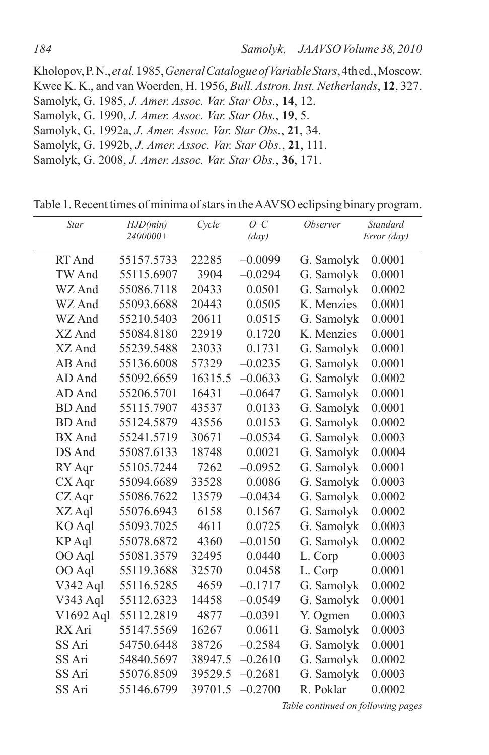Kholopov, P. N., *et al.* 1985, *General Catalogue of Variable Stars*, 4th ed., Moscow.
Kwee K. K., and van Woerden, H. 1956, *Bull. Astron. Inst. Netherlands*, **12**, 327.
Samolyk, G. 1985, *J. Amer. Assoc. Var. Star Obs.*, **14**, 12.
Samolyk, G. 1990, *J. Amer. Assoc. Var. Star Obs.*, **19**, 5.
Samolyk, G. 1992a, *J. Amer. Assoc. Var. Star Obs.*, **21**, 34.
Samolyk, G. 1992b, *J. Amer. Assoc. Var. Star Obs.*, **21**, 111.
Samolyk, G. 2008, *J. Amer. Assoc. Var. Star Obs.*, **36**, 171.

Table 1. Recent times of minima of stars in the AAVSO eclipsing binary program.

| *Star* | *HJD(min) 2400000+* | *Cycle* | *O–C (day)* | *Observer* | *Standard Error (day)* |
|---|---|---|---|---|---|
| RT And | 55157.5733 | 22285 | –0.0099 | G. Samolyk | 0.0001 |
| TW And | 55115.6907 | 3904 | –0.0294 | G. Samolyk | 0.0001 |
| WZ And | 55086.7118 | 20433 | 0.0501 | G. Samolyk | 0.0002 |
| WZ And | 55093.6688 | 20443 | 0.0505 | K. Menzies | 0.0001 |
| WZ And | 55210.5403 | 20611 | 0.0515 | G. Samolyk | 0.0001 |
| XZ And | 55084.8180 | 22919 | 0.1720 | K. Menzies | 0.0001 |
| XZ And | 55239.5488 | 23033 | 0.1731 | G. Samolyk | 0.0001 |
| AB And | 55136.6008 | 57329 | –0.0235 | G. Samolyk | 0.0001 |
| AD And | 55092.6659 | 16315.5 | –0.0633 | G. Samolyk | 0.0002 |
| AD And | 55206.5701 | 16431 | –0.0647 | G. Samolyk | 0.0001 |
| BD And | 55115.7907 | 43537 | 0.0133 | G. Samolyk | 0.0001 |
| BD And | 55124.5879 | 43556 | 0.0153 | G. Samolyk | 0.0002 |
| BX And | 55241.5719 | 30671 | –0.0534 | G. Samolyk | 0.0003 |
| DS And | 55087.6133 | 18748 | 0.0021 | G. Samolyk | 0.0004 |
| RY Aqr | 55105.7244 | 7262 | –0.0952 | G. Samolyk | 0.0001 |
| CX Aqr | 55094.6689 | 33528 | 0.0086 | G. Samolyk | 0.0003 |
| CZ Aqr | 55086.7622 | 13579 | –0.0434 | G. Samolyk | 0.0002 |
| XZ Aql | 55076.6943 | 6158 | 0.1567 | G. Samolyk | 0.0002 |
| KO Aql | 55093.7025 | 4611 | 0.0725 | G. Samolyk | 0.0003 |
| KP Aql | 55078.6872 | 4360 | –0.0150 | G. Samolyk | 0.0002 |
| OO Aql | 55081.3579 | 32495 | 0.0440 | L. Corp | 0.0003 |
| OO Aql | 55119.3688 | 32570 | 0.0458 | L. Corp | 0.0001 |
| V342 Aql | 55116.5285 | 4659 | –0.1717 | G. Samolyk | 0.0002 |
| V343 Aql | 55112.6323 | 14458 | –0.0549 | G. Samolyk | 0.0001 |
| V1692 Aql | 55112.2819 | 4877 | –0.0391 | Y. Ogmen | 0.0003 |
| RX Ari | 55147.5569 | 16267 | 0.0611 | G. Samolyk | 0.0003 |
| SS Ari | 54750.6448 | 38726 | –0.2584 | G. Samolyk | 0.0001 |
| SS Ari | 54840.5697 | 38947.5 | –0.2610 | G. Samolyk | 0.0002 |
| SS Ari | 55076.8509 | 39529.5 | –0.2681 | G. Samolyk | 0.0003 |
| SS Ari | 55146.6799 | 39701.5 | –0.2700 | R. Poklar | 0.0002 |

*Table continued on following pages*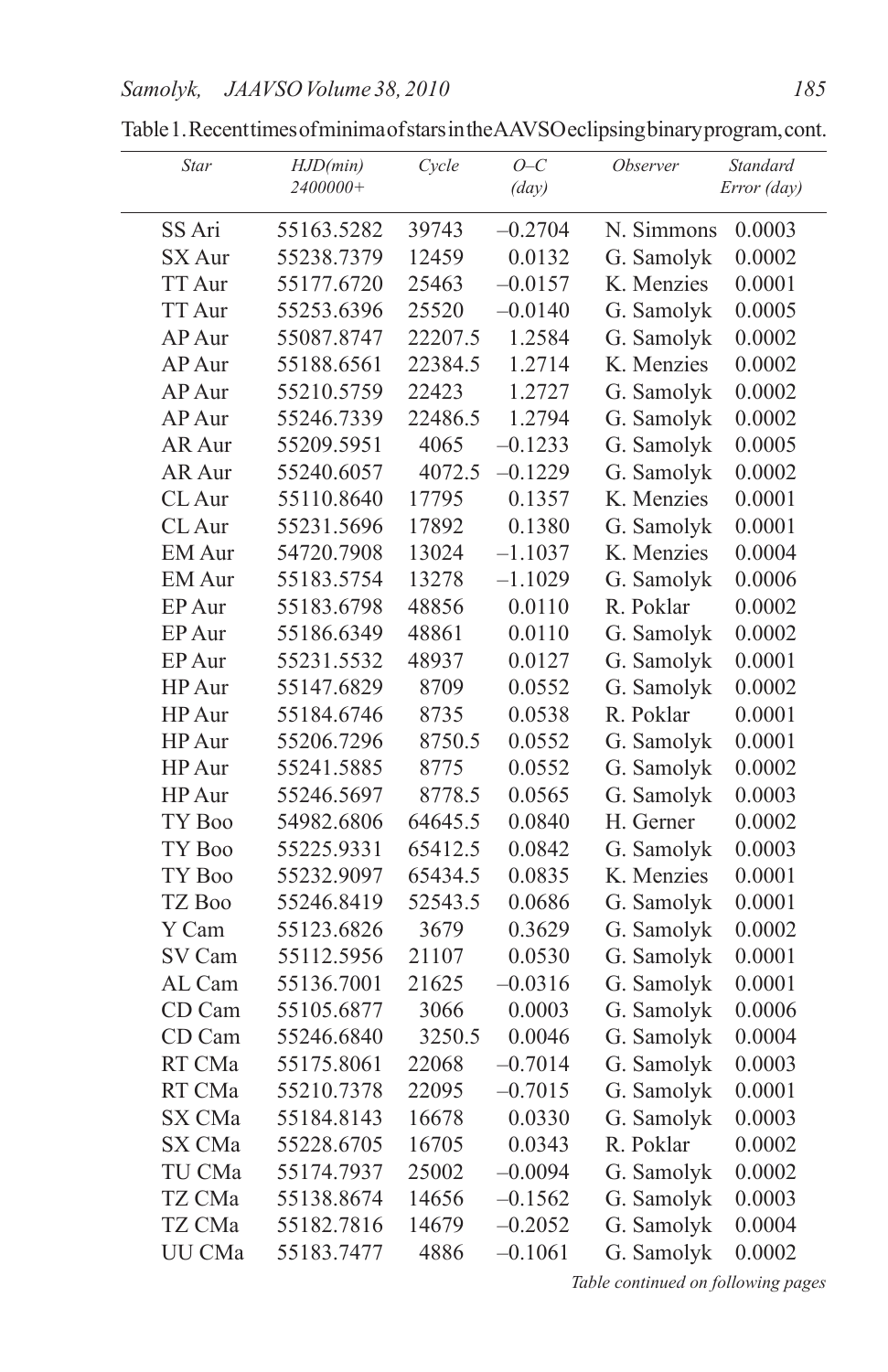Table 1. Recent times of minima of stars in the AAVSO eclipsing binary program, cont.

| Star | HJD(min) 2400000+ | Cycle | O–C (day) | Observer | Standard Error (day) |
|---|---|---|---|---|---|
| SS Ari | 55163.5282 | 39743 | –0.2704 | N. Simmons | 0.0003 |
| SX Aur | 55238.7379 | 12459 | 0.0132 | G. Samolyk | 0.0002 |
| TT Aur | 55177.6720 | 25463 | –0.0157 | K. Menzies | 0.0001 |
| TT Aur | 55253.6396 | 25520 | –0.0140 | G. Samolyk | 0.0005 |
| AP Aur | 55087.8747 | 22207.5 | 1.2584 | G. Samolyk | 0.0002 |
| AP Aur | 55188.6561 | 22384.5 | 1.2714 | K. Menzies | 0.0002 |
| AP Aur | 55210.5759 | 22423 | 1.2727 | G. Samolyk | 0.0002 |
| AP Aur | 55246.7339 | 22486.5 | 1.2794 | G. Samolyk | 0.0002 |
| AR Aur | 55209.5951 | 4065 | –0.1233 | G. Samolyk | 0.0005 |
| AR Aur | 55240.6057 | 4072.5 | –0.1229 | G. Samolyk | 0.0002 |
| CL Aur | 55110.8640 | 17795 | 0.1357 | K. Menzies | 0.0001 |
| CL Aur | 55231.5696 | 17892 | 0.1380 | G. Samolyk | 0.0001 |
| EM Aur | 54720.7908 | 13024 | –1.1037 | K. Menzies | 0.0004 |
| EM Aur | 55183.5754 | 13278 | –1.1029 | G. Samolyk | 0.0006 |
| EP Aur | 55183.6798 | 48856 | 0.0110 | R. Poklar | 0.0002 |
| EP Aur | 55186.6349 | 48861 | 0.0110 | G. Samolyk | 0.0002 |
| EP Aur | 55231.5532 | 48937 | 0.0127 | G. Samolyk | 0.0001 |
| HP Aur | 55147.6829 | 8709 | 0.0552 | G. Samolyk | 0.0002 |
| HP Aur | 55184.6746 | 8735 | 0.0538 | R. Poklar | 0.0001 |
| HP Aur | 55206.7296 | 8750.5 | 0.0552 | G. Samolyk | 0.0001 |
| HP Aur | 55241.5885 | 8775 | 0.0552 | G. Samolyk | 0.0002 |
| HP Aur | 55246.5697 | 8778.5 | 0.0565 | G. Samolyk | 0.0003 |
| TY Boo | 54982.6806 | 64645.5 | 0.0840 | H. Gerner | 0.0002 |
| TY Boo | 55225.9331 | 65412.5 | 0.0842 | G. Samolyk | 0.0003 |
| TY Boo | 55232.9097 | 65434.5 | 0.0835 | K. Menzies | 0.0001 |
| TZ Boo | 55246.8419 | 52543.5 | 0.0686 | G. Samolyk | 0.0001 |
| Y Cam | 55123.6826 | 3679 | 0.3629 | G. Samolyk | 0.0002 |
| SV Cam | 55112.5956 | 21107 | 0.0530 | G. Samolyk | 0.0001 |
| AL Cam | 55136.7001 | 21625 | –0.0316 | G. Samolyk | 0.0001 |
| CD Cam | 55105.6877 | 3066 | 0.0003 | G. Samolyk | 0.0006 |
| CD Cam | 55246.6840 | 3250.5 | 0.0046 | G. Samolyk | 0.0004 |
| RT CMa | 55175.8061 | 22068 | –0.7014 | G. Samolyk | 0.0003 |
| RT CMa | 55210.7378 | 22095 | –0.7015 | G. Samolyk | 0.0001 |
| SX CMa | 55184.8143 | 16678 | 0.0330 | G. Samolyk | 0.0003 |
| SX CMa | 55228.6705 | 16705 | 0.0343 | R. Poklar | 0.0002 |
| TU CMa | 55174.7937 | 25002 | –0.0094 | G. Samolyk | 0.0002 |
| TZ CMa | 55138.8674 | 14656 | –0.1562 | G. Samolyk | 0.0003 |
| TZ CMa | 55182.7816 | 14679 | –0.2052 | G. Samolyk | 0.0004 |
| UU CMa | 55183.7477 | 4886 | –0.1061 | G. Samolyk | 0.0002 |

*Table continued on following pages*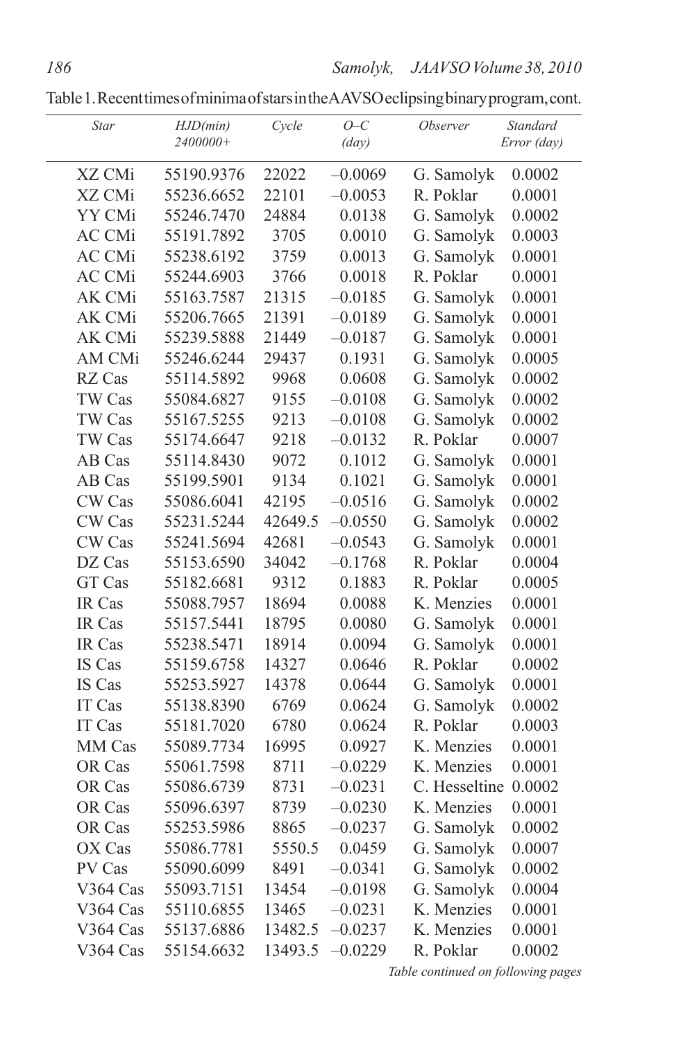Table 1. Recent times of minima of stars in the AAVSO eclipsing binary program, cont.

| *Star* | *HJD(min) 2400000+* | *Cycle* | *O–C (day)* | *Observer* | *Standard Error (day)* |
|---|---|---|---|---|---|
| XZ CMi | 55190.9376 | 22022 | –0.0069 | G. Samolyk | 0.0002 |
| XZ CMi | 55236.6652 | 22101 | –0.0053 | R. Poklar | 0.0001 |
| YY CMi | 55246.7470 | 24884 | 0.0138 | G. Samolyk | 0.0002 |
| AC CMi | 55191.7892 | 3705 | 0.0010 | G. Samolyk | 0.0003 |
| AC CMi | 55238.6192 | 3759 | 0.0013 | G. Samolyk | 0.0001 |
| AC CMi | 55244.6903 | 3766 | 0.0018 | R. Poklar | 0.0001 |
| AK CMi | 55163.7587 | 21315 | –0.0185 | G. Samolyk | 0.0001 |
| AK CMi | 55206.7665 | 21391 | –0.0189 | G. Samolyk | 0.0001 |
| AK CMi | 55239.5888 | 21449 | –0.0187 | G. Samolyk | 0.0001 |
| AM CMi | 55246.6244 | 29437 | 0.1931 | G. Samolyk | 0.0005 |
| RZ Cas | 55114.5892 | 9968 | 0.0608 | G. Samolyk | 0.0002 |
| TW Cas | 55084.6827 | 9155 | –0.0108 | G. Samolyk | 0.0002 |
| TW Cas | 55167.5255 | 9213 | –0.0108 | G. Samolyk | 0.0002 |
| TW Cas | 55174.6647 | 9218 | –0.0132 | R. Poklar | 0.0007 |
| AB Cas | 55114.8430 | 9072 | 0.1012 | G. Samolyk | 0.0001 |
| AB Cas | 55199.5901 | 9134 | 0.1021 | G. Samolyk | 0.0001 |
| CW Cas | 55086.6041 | 42195 | –0.0516 | G. Samolyk | 0.0002 |
| CW Cas | 55231.5244 | 42649.5 | –0.0550 | G. Samolyk | 0.0002 |
| CW Cas | 55241.5694 | 42681 | –0.0543 | G. Samolyk | 0.0001 |
| DZ Cas | 55153.6590 | 34042 | –0.1768 | R. Poklar | 0.0004 |
| GT Cas | 55182.6681 | 9312 | 0.1883 | R. Poklar | 0.0005 |
| IR Cas | 55088.7957 | 18694 | 0.0088 | K. Menzies | 0.0001 |
| IR Cas | 55157.5441 | 18795 | 0.0080 | G. Samolyk | 0.0001 |
| IR Cas | 55238.5471 | 18914 | 0.0094 | G. Samolyk | 0.0001 |
| IS Cas | 55159.6758 | 14327 | 0.0646 | R. Poklar | 0.0002 |
| IS Cas | 55253.5927 | 14378 | 0.0644 | G. Samolyk | 0.0001 |
| IT Cas | 55138.8390 | 6769 | 0.0624 | G. Samolyk | 0.0002 |
| IT Cas | 55181.7020 | 6780 | 0.0624 | R. Poklar | 0.0003 |
| MM Cas | 55089.7734 | 16995 | 0.0927 | K. Menzies | 0.0001 |
| OR Cas | 55061.7598 | 8711 | –0.0229 | K. Menzies | 0.0001 |
| OR Cas | 55086.6739 | 8731 | –0.0231 | C. Hesseltine | 0.0002 |
| OR Cas | 55096.6397 | 8739 | –0.0230 | K. Menzies | 0.0001 |
| OR Cas | 55253.5986 | 8865 | –0.0237 | G. Samolyk | 0.0002 |
| OX Cas | 55086.7781 | 5550.5 | 0.0459 | G. Samolyk | 0.0007 |
| PV Cas | 55090.6099 | 8491 | –0.0341 | G. Samolyk | 0.0002 |
| V364 Cas | 55093.7151 | 13454 | –0.0198 | G. Samolyk | 0.0004 |
| V364 Cas | 55110.6855 | 13465 | –0.0231 | K. Menzies | 0.0001 |
| V364 Cas | 55137.6886 | 13482.5 | –0.0237 | K. Menzies | 0.0001 |
| V364 Cas | 55154.6632 | 13493.5 | –0.0229 | R. Poklar | 0.0002 |

*Table continued on following pages*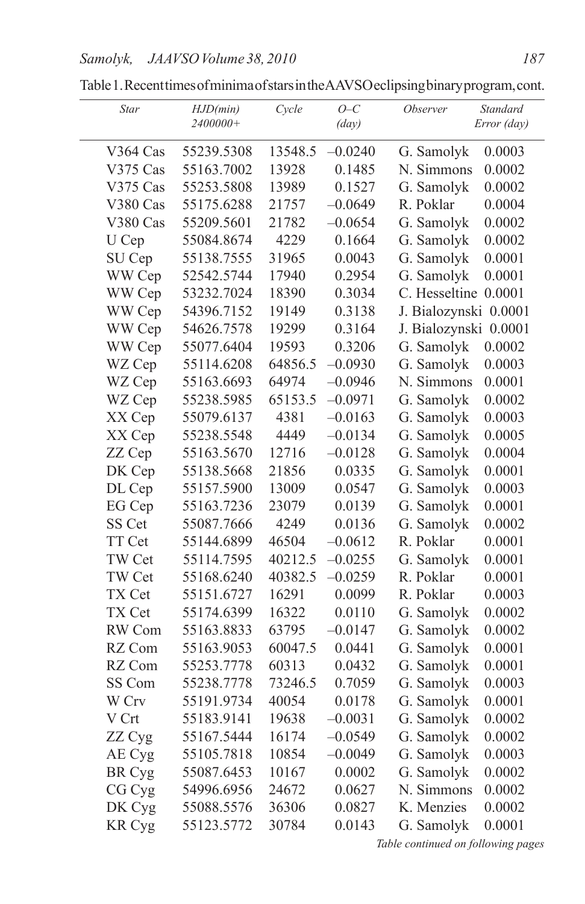Table 1. Recent times of minima of stars in the AAVSO eclipsing binary program, cont.

| Star | HJD(min) 2400000+ | Cycle | O–C (day) | Observer | Standard Error (day) |
|---|---|---|---|---|---|
| V364 Cas | 55239.5308 | 13548.5 | –0.0240 | G. Samolyk | 0.0003 |
| V375 Cas | 55163.7002 | 13928 | 0.1485 | N. Simmons | 0.0002 |
| V375 Cas | 55253.5808 | 13989 | 0.1527 | G. Samolyk | 0.0002 |
| V380 Cas | 55175.6288 | 21757 | –0.0649 | R. Poklar | 0.0004 |
| V380 Cas | 55209.5601 | 21782 | –0.0654 | G. Samolyk | 0.0002 |
| U Cep | 55084.8674 | 4229 | 0.1664 | G. Samolyk | 0.0002 |
| SU Cep | 55138.7555 | 31965 | 0.0043 | G. Samolyk | 0.0001 |
| WW Cep | 52542.5744 | 17940 | 0.2954 | G. Samolyk | 0.0001 |
| WW Cep | 53232.7024 | 18390 | 0.3034 | C. Hesseltine | 0.0001 |
| WW Cep | 54396.7152 | 19149 | 0.3138 | J. Bialozynski | 0.0001 |
| WW Cep | 54626.7578 | 19299 | 0.3164 | J. Bialozynski | 0.0001 |
| WW Cep | 55077.6404 | 19593 | 0.3206 | G. Samolyk | 0.0002 |
| WZ Cep | 55114.6208 | 64856.5 | –0.0930 | G. Samolyk | 0.0003 |
| WZ Cep | 55163.6693 | 64974 | –0.0946 | N. Simmons | 0.0001 |
| WZ Cep | 55238.5985 | 65153.5 | –0.0971 | G. Samolyk | 0.0002 |
| XX Cep | 55079.6137 | 4381 | –0.0163 | G. Samolyk | 0.0003 |
| XX Cep | 55238.5548 | 4449 | –0.0134 | G. Samolyk | 0.0005 |
| ZZ Cep | 55163.5670 | 12716 | –0.0128 | G. Samolyk | 0.0004 |
| DK Cep | 55138.5668 | 21856 | 0.0335 | G. Samolyk | 0.0001 |
| DL Cep | 55157.5900 | 13009 | 0.0547 | G. Samolyk | 0.0003 |
| EG Cep | 55163.7236 | 23079 | 0.0139 | G. Samolyk | 0.0001 |
| SS Cet | 55087.7666 | 4249 | 0.0136 | G. Samolyk | 0.0002 |
| TT Cet | 55144.6899 | 46504 | –0.0612 | R. Poklar | 0.0001 |
| TW Cet | 55114.7595 | 40212.5 | –0.0255 | G. Samolyk | 0.0001 |
| TW Cet | 55168.6240 | 40382.5 | –0.0259 | R. Poklar | 0.0001 |
| TX Cet | 55151.6727 | 16291 | 0.0099 | R. Poklar | 0.0003 |
| TX Cet | 55174.6399 | 16322 | 0.0110 | G. Samolyk | 0.0002 |
| RW Com | 55163.8833 | 63795 | –0.0147 | G. Samolyk | 0.0002 |
| RZ Com | 55163.9053 | 60047.5 | 0.0441 | G. Samolyk | 0.0001 |
| RZ Com | 55253.7778 | 60313 | 0.0432 | G. Samolyk | 0.0001 |
| SS Com | 55238.7778 | 73246.5 | 0.7059 | G. Samolyk | 0.0003 |
| W Crv | 55191.9734 | 40054 | 0.0178 | G. Samolyk | 0.0001 |
| V Crt | 55183.9141 | 19638 | –0.0031 | G. Samolyk | 0.0002 |
| ZZ Cyg | 55167.5444 | 16174 | –0.0549 | G. Samolyk | 0.0002 |
| AE Cyg | 55105.7818 | 10854 | –0.0049 | G. Samolyk | 0.0003 |
| BR Cyg | 55087.6453 | 10167 | 0.0002 | G. Samolyk | 0.0002 |
| CG Cyg | 54996.6956 | 24672 | 0.0627 | N. Simmons | 0.0002 |
| DK Cyg | 55088.5576 | 36306 | 0.0827 | K. Menzies | 0.0002 |
| KR Cyg | 55123.5772 | 30784 | 0.0143 | G. Samolyk | 0.0001 |

*Table continued on following pages*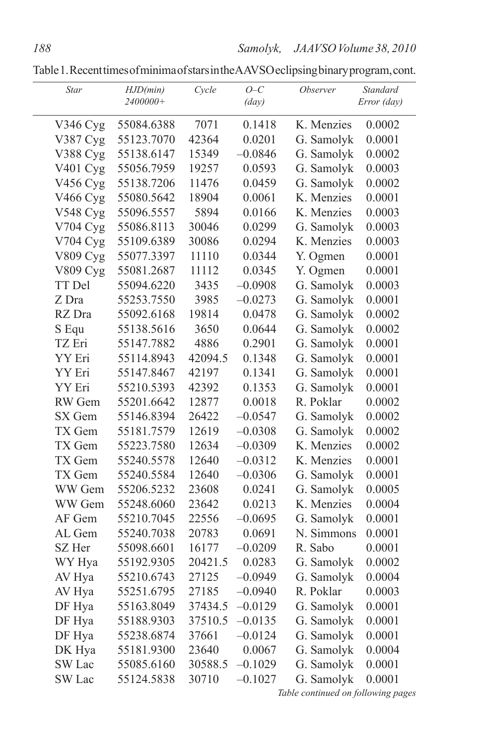Table 1. Recent times of minima of stars in the AAVSO eclipsing binary program, cont.

| Star | HJD(min) 2400000+ | Cycle | O–C (day) | Observer | Standard Error (day) |
|---|---|---|---|---|---|
| V346 Cyg | 55084.6388 | 7071 | 0.1418 | K. Menzies | 0.0002 |
| V387 Cyg | 55123.7070 | 42364 | 0.0201 | G. Samolyk | 0.0001 |
| V388 Cyg | 55138.6147 | 15349 | –0.0846 | G. Samolyk | 0.0002 |
| V401 Cyg | 55056.7959 | 19257 | 0.0593 | G. Samolyk | 0.0003 |
| V456 Cyg | 55138.7206 | 11476 | 0.0459 | G. Samolyk | 0.0002 |
| V466 Cyg | 55080.5642 | 18904 | 0.0061 | K. Menzies | 0.0001 |
| V548 Cyg | 55096.5557 | 5894 | 0.0166 | K. Menzies | 0.0003 |
| V704 Cyg | 55086.8113 | 30046 | 0.0299 | G. Samolyk | 0.0003 |
| V704 Cyg | 55109.6389 | 30086 | 0.0294 | K. Menzies | 0.0003 |
| V809 Cyg | 55077.3397 | 11110 | 0.0344 | Y. Ogmen | 0.0001 |
| V809 Cyg | 55081.2687 | 11112 | 0.0345 | Y. Ogmen | 0.0001 |
| TT Del | 55094.6220 | 3435 | –0.0908 | G. Samolyk | 0.0003 |
| Z Dra | 55253.7550 | 3985 | –0.0273 | G. Samolyk | 0.0001 |
| RZ Dra | 55092.6168 | 19814 | 0.0478 | G. Samolyk | 0.0002 |
| S Equ | 55138.5616 | 3650 | 0.0644 | G. Samolyk | 0.0002 |
| TZ Eri | 55147.7882 | 4886 | 0.2901 | G. Samolyk | 0.0001 |
| YY Eri | 55114.8943 | 42094.5 | 0.1348 | G. Samolyk | 0.0001 |
| YY Eri | 55147.8467 | 42197 | 0.1341 | G. Samolyk | 0.0001 |
| YY Eri | 55210.5393 | 42392 | 0.1353 | G. Samolyk | 0.0001 |
| RW Gem | 55201.6642 | 12877 | 0.0018 | R. Poklar | 0.0002 |
| SX Gem | 55146.8394 | 26422 | –0.0547 | G. Samolyk | 0.0002 |
| TX Gem | 55181.7579 | 12619 | –0.0308 | G. Samolyk | 0.0002 |
| TX Gem | 55223.7580 | 12634 | –0.0309 | K. Menzies | 0.0002 |
| TX Gem | 55240.5578 | 12640 | –0.0312 | K. Menzies | 0.0001 |
| TX Gem | 55240.5584 | 12640 | –0.0306 | G. Samolyk | 0.0001 |
| WW Gem | 55206.5232 | 23608 | 0.0241 | G. Samolyk | 0.0005 |
| WW Gem | 55248.6060 | 23642 | 0.0213 | K. Menzies | 0.0004 |
| AF Gem | 55210.7045 | 22556 | –0.0695 | G. Samolyk | 0.0001 |
| AL Gem | 55240.7038 | 20783 | 0.0691 | N. Simmons | 0.0001 |
| SZ Her | 55098.6601 | 16177 | –0.0209 | R. Sabo | 0.0001 |
| WY Hya | 55192.9305 | 20421.5 | 0.0283 | G. Samolyk | 0.0002 |
| AV Hya | 55210.6743 | 27125 | –0.0949 | G. Samolyk | 0.0004 |
| AV Hya | 55251.6795 | 27185 | –0.0940 | R. Poklar | 0.0003 |
| DF Hya | 55163.8049 | 37434.5 | –0.0129 | G. Samolyk | 0.0001 |
| DF Hya | 55188.9303 | 37510.5 | –0.0135 | G. Samolyk | 0.0001 |
| DF Hya | 55238.6874 | 37661 | –0.0124 | G. Samolyk | 0.0001 |
| DK Hya | 55181.9300 | 23640 | 0.0067 | G. Samolyk | 0.0004 |
| SW Lac | 55085.6160 | 30588.5 | –0.1029 | G. Samolyk | 0.0001 |
| SW Lac | 55124.5838 | 30710 | –0.1027 | G. Samolyk | 0.0001 |

*Table continued on following pages*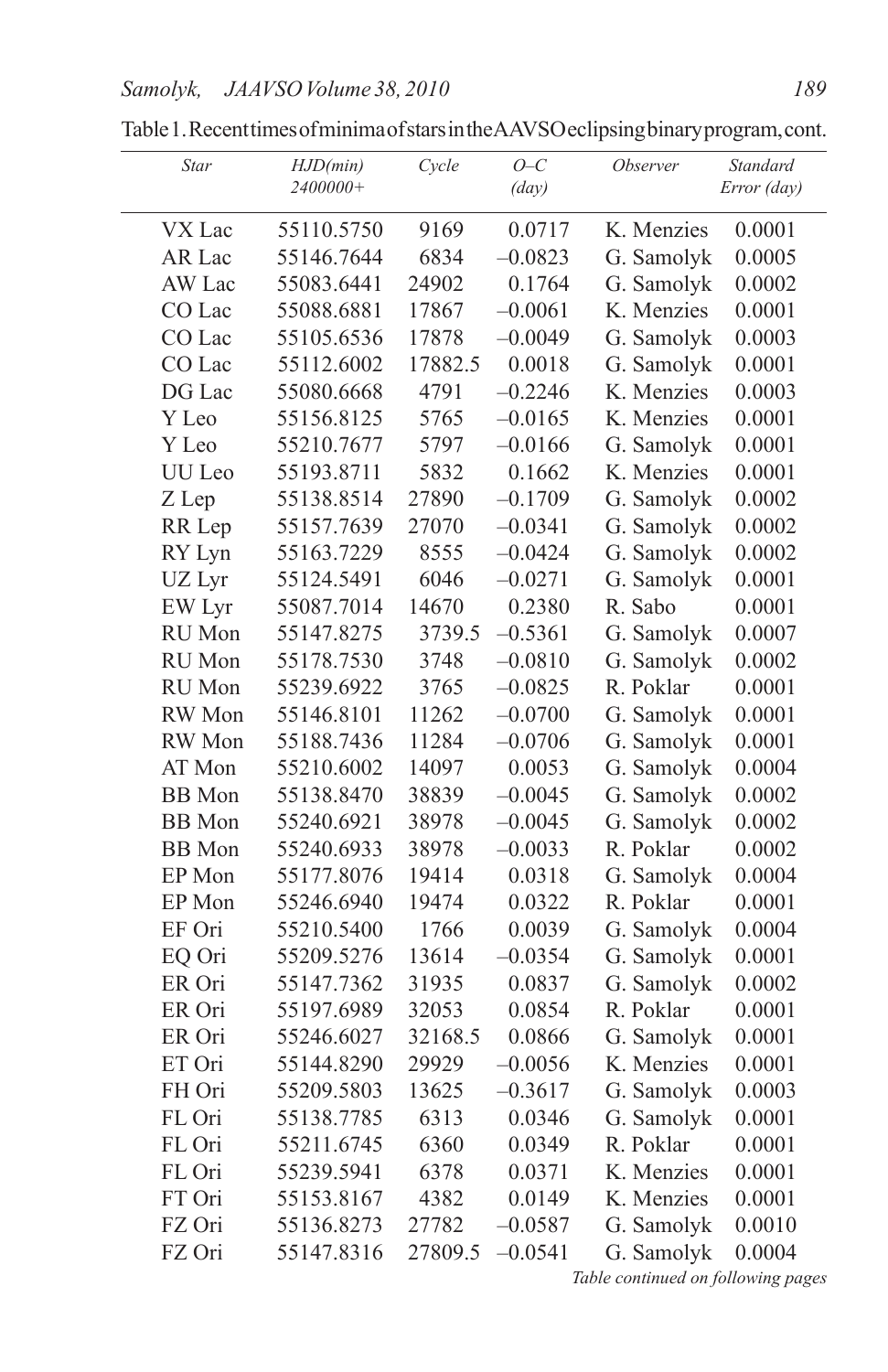Table 1. Recent times of minima of stars in the AAVSO eclipsing binary program, cont.

| Star | HJD(min) 2400000+ | Cycle | O–C (day) | Observer | Standard Error (day) |
|---|---|---|---|---|---|
| VX Lac | 55110.5750 | 9169 | 0.0717 | K. Menzies | 0.0001 |
| AR Lac | 55146.7644 | 6834 | –0.0823 | G. Samolyk | 0.0005 |
| AW Lac | 55083.6441 | 24902 | 0.1764 | G. Samolyk | 0.0002 |
| CO Lac | 55088.6881 | 17867 | –0.0061 | K. Menzies | 0.0001 |
| CO Lac | 55105.6536 | 17878 | –0.0049 | G. Samolyk | 0.0003 |
| CO Lac | 55112.6002 | 17882.5 | 0.0018 | G. Samolyk | 0.0001 |
| DG Lac | 55080.6668 | 4791 | –0.2246 | K. Menzies | 0.0003 |
| Y Leo | 55156.8125 | 5765 | –0.0165 | K. Menzies | 0.0001 |
| Y Leo | 55210.7677 | 5797 | –0.0166 | G. Samolyk | 0.0001 |
| UU Leo | 55193.8711 | 5832 | 0.1662 | K. Menzies | 0.0001 |
| Z Lep | 55138.8514 | 27890 | –0.1709 | G. Samolyk | 0.0002 |
| RR Lep | 55157.7639 | 27070 | –0.0341 | G. Samolyk | 0.0002 |
| RY Lyn | 55163.7229 | 8555 | –0.0424 | G. Samolyk | 0.0002 |
| UZ Lyr | 55124.5491 | 6046 | –0.0271 | G. Samolyk | 0.0001 |
| EW Lyr | 55087.7014 | 14670 | 0.2380 | R. Sabo | 0.0001 |
| RU Mon | 55147.8275 | 3739.5 | –0.5361 | G. Samolyk | 0.0007 |
| RU Mon | 55178.7530 | 3748 | –0.0810 | G. Samolyk | 0.0002 |
| RU Mon | 55239.6922 | 3765 | –0.0825 | R. Poklar | 0.0001 |
| RW Mon | 55146.8101 | 11262 | –0.0700 | G. Samolyk | 0.0001 |
| RW Mon | 55188.7436 | 11284 | –0.0706 | G. Samolyk | 0.0001 |
| AT Mon | 55210.6002 | 14097 | 0.0053 | G. Samolyk | 0.0004 |
| BB Mon | 55138.8470 | 38839 | –0.0045 | G. Samolyk | 0.0002 |
| BB Mon | 55240.6921 | 38978 | –0.0045 | G. Samolyk | 0.0002 |
| BB Mon | 55240.6933 | 38978 | –0.0033 | R. Poklar | 0.0002 |
| EP Mon | 55177.8076 | 19414 | 0.0318 | G. Samolyk | 0.0004 |
| EP Mon | 55246.6940 | 19474 | 0.0322 | R. Poklar | 0.0001 |
| EF Ori | 55210.5400 | 1766 | 0.0039 | G. Samolyk | 0.0004 |
| EQ Ori | 55209.5276 | 13614 | –0.0354 | G. Samolyk | 0.0001 |
| ER Ori | 55147.7362 | 31935 | 0.0837 | G. Samolyk | 0.0002 |
| ER Ori | 55197.6989 | 32053 | 0.0854 | R. Poklar | 0.0001 |
| ER Ori | 55246.6027 | 32168.5 | 0.0866 | G. Samolyk | 0.0001 |
| ET Ori | 55144.8290 | 29929 | –0.0056 | K. Menzies | 0.0001 |
| FH Ori | 55209.5803 | 13625 | –0.3617 | G. Samolyk | 0.0003 |
| FL Ori | 55138.7785 | 6313 | 0.0346 | G. Samolyk | 0.0001 |
| FL Ori | 55211.6745 | 6360 | 0.0349 | R. Poklar | 0.0001 |
| FL Ori | 55239.5941 | 6378 | 0.0371 | K. Menzies | 0.0001 |
| FT Ori | 55153.8167 | 4382 | 0.0149 | K. Menzies | 0.0001 |
| FZ Ori | 55136.8273 | 27782 | –0.0587 | G. Samolyk | 0.0010 |
| FZ Ori | 55147.8316 | 27809.5 | –0.0541 | G. Samolyk | 0.0004 |

*Table continued on following pages*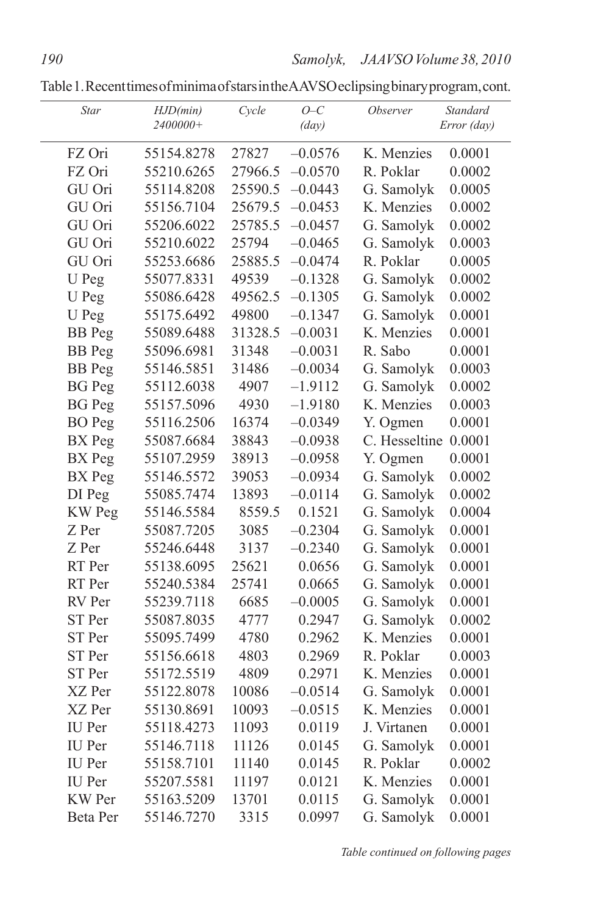Table 1. Recent times of minima of stars in the AAVSO eclipsing binary program, cont.

| Star | HJD(min) 2400000+ | Cycle | O–C (day) | Observer | Standard Error (day) |
|---|---|---|---|---|---|
| FZ Ori | 55154.8278 | 27827 | –0.0576 | K. Menzies | 0.0001 |
| FZ Ori | 55210.6265 | 27966.5 | –0.0570 | R. Poklar | 0.0002 |
| GU Ori | 55114.8208 | 25590.5 | –0.0443 | G. Samolyk | 0.0005 |
| GU Ori | 55156.7104 | 25679.5 | –0.0453 | K. Menzies | 0.0002 |
| GU Ori | 55206.6022 | 25785.5 | –0.0457 | G. Samolyk | 0.0002 |
| GU Ori | 55210.6022 | 25794 | –0.0465 | G. Samolyk | 0.0003 |
| GU Ori | 55253.6686 | 25885.5 | –0.0474 | R. Poklar | 0.0005 |
| U Peg | 55077.8331 | 49539 | –0.1328 | G. Samolyk | 0.0002 |
| U Peg | 55086.6428 | 49562.5 | –0.1305 | G. Samolyk | 0.0002 |
| U Peg | 55175.6492 | 49800 | –0.1347 | G. Samolyk | 0.0001 |
| BB Peg | 55089.6488 | 31328.5 | –0.0031 | K. Menzies | 0.0001 |
| BB Peg | 55096.6981 | 31348 | –0.0031 | R. Sabo | 0.0001 |
| BB Peg | 55146.5851 | 31486 | –0.0034 | G. Samolyk | 0.0003 |
| BG Peg | 55112.6038 | 4907 | –1.9112 | G. Samolyk | 0.0002 |
| BG Peg | 55157.5096 | 4930 | –1.9180 | K. Menzies | 0.0003 |
| BO Peg | 55116.2506 | 16374 | –0.0349 | Y. Ogmen | 0.0001 |
| BX Peg | 55087.6684 | 38843 | –0.0938 | C. Hesseltine | 0.0001 |
| BX Peg | 55107.2959 | 38913 | –0.0958 | Y. Ogmen | 0.0001 |
| BX Peg | 55146.5572 | 39053 | –0.0934 | G. Samolyk | 0.0002 |
| DI Peg | 55085.7474 | 13893 | –0.0114 | G. Samolyk | 0.0002 |
| KW Peg | 55146.5584 | 8559.5 | 0.1521 | G. Samolyk | 0.0004 |
| Z Per | 55087.7205 | 3085 | –0.2304 | G. Samolyk | 0.0001 |
| Z Per | 55246.6448 | 3137 | –0.2340 | G. Samolyk | 0.0001 |
| RT Per | 55138.6095 | 25621 | 0.0656 | G. Samolyk | 0.0001 |
| RT Per | 55240.5384 | 25741 | 0.0665 | G. Samolyk | 0.0001 |
| RV Per | 55239.7118 | 6685 | –0.0005 | G. Samolyk | 0.0001 |
| ST Per | 55087.8035 | 4777 | 0.2947 | G. Samolyk | 0.0002 |
| ST Per | 55095.7499 | 4780 | 0.2962 | K. Menzies | 0.0001 |
| ST Per | 55156.6618 | 4803 | 0.2969 | R. Poklar | 0.0003 |
| ST Per | 55172.5519 | 4809 | 0.2971 | K. Menzies | 0.0001 |
| XZ Per | 55122.8078 | 10086 | –0.0514 | G. Samolyk | 0.0001 |
| XZ Per | 55130.8691 | 10093 | –0.0515 | K. Menzies | 0.0001 |
| IU Per | 55118.4273 | 11093 | 0.0119 | J. Virtanen | 0.0001 |
| IU Per | 55146.7118 | 11126 | 0.0145 | G. Samolyk | 0.0001 |
| IU Per | 55158.7101 | 11140 | 0.0145 | R. Poklar | 0.0002 |
| IU Per | 55207.5581 | 11197 | 0.0121 | K. Menzies | 0.0001 |
| KW Per | 55163.5209 | 13701 | 0.0115 | G. Samolyk | 0.0001 |
| Beta Per | 55146.7270 | 3315 | 0.0997 | G. Samolyk | 0.0001 |

*Table continued on following pages*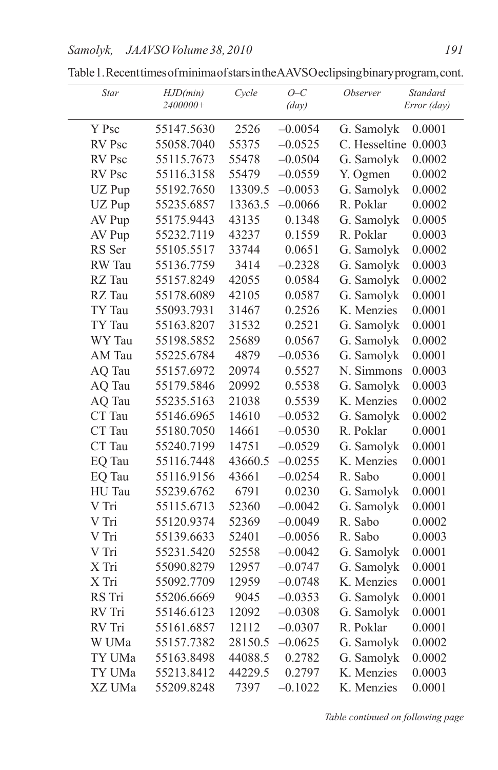Table 1. Recent times of minima of stars in the AAVSO eclipsing binary program, cont.

| Star | HJD(min) 2400000+ | Cycle | O–C (day) | Observer | Standard Error (day) |
|---|---|---|---|---|---|
| Y Psc | 55147.5630 | 2526 | –0.0054 | G. Samolyk | 0.0001 |
| RV Psc | 55058.7040 | 55375 | –0.0525 | C. Hesseltine | 0.0003 |
| RV Psc | 55115.7673 | 55478 | –0.0504 | G. Samolyk | 0.0002 |
| RV Psc | 55116.3158 | 55479 | –0.0559 | Y. Ogmen | 0.0002 |
| UZ Pup | 55192.7650 | 13309.5 | –0.0053 | G. Samolyk | 0.0002 |
| UZ Pup | 55235.6857 | 13363.5 | –0.0066 | R. Poklar | 0.0002 |
| AV Pup | 55175.9443 | 43135 | 0.1348 | G. Samolyk | 0.0005 |
| AV Pup | 55232.7119 | 43237 | 0.1559 | R. Poklar | 0.0003 |
| RS Ser | 55105.5517 | 33744 | 0.0651 | G. Samolyk | 0.0002 |
| RW Tau | 55136.7759 | 3414 | –0.2328 | G. Samolyk | 0.0003 |
| RZ Tau | 55157.8249 | 42055 | 0.0584 | G. Samolyk | 0.0002 |
| RZ Tau | 55178.6089 | 42105 | 0.0587 | G. Samolyk | 0.0001 |
| TY Tau | 55093.7931 | 31467 | 0.2526 | K. Menzies | 0.0001 |
| TY Tau | 55163.8207 | 31532 | 0.2521 | G. Samolyk | 0.0001 |
| WY Tau | 55198.5852 | 25689 | 0.0567 | G. Samolyk | 0.0002 |
| AM Tau | 55225.6784 | 4879 | –0.0536 | G. Samolyk | 0.0001 |
| AQ Tau | 55157.6972 | 20974 | 0.5527 | N. Simmons | 0.0003 |
| AQ Tau | 55179.5846 | 20992 | 0.5538 | G. Samolyk | 0.0003 |
| AQ Tau | 55235.5163 | 21038 | 0.5539 | K. Menzies | 0.0002 |
| CT Tau | 55146.6965 | 14610 | –0.0532 | G. Samolyk | 0.0002 |
| CT Tau | 55180.7050 | 14661 | –0.0530 | R. Poklar | 0.0001 |
| CT Tau | 55240.7199 | 14751 | –0.0529 | G. Samolyk | 0.0001 |
| EQ Tau | 55116.7448 | 43660.5 | –0.0255 | K. Menzies | 0.0001 |
| EQ Tau | 55116.9156 | 43661 | –0.0254 | R. Sabo | 0.0001 |
| HU Tau | 55239.6762 | 6791 | 0.0230 | G. Samolyk | 0.0001 |
| V Tri | 55115.6713 | 52360 | –0.0042 | G. Samolyk | 0.0001 |
| V Tri | 55120.9374 | 52369 | –0.0049 | R. Sabo | 0.0002 |
| V Tri | 55139.6633 | 52401 | –0.0056 | R. Sabo | 0.0003 |
| V Tri | 55231.5420 | 52558 | –0.0042 | G. Samolyk | 0.0001 |
| X Tri | 55090.8279 | 12957 | –0.0747 | G. Samolyk | 0.0001 |
| X Tri | 55092.7709 | 12959 | –0.0748 | K. Menzies | 0.0001 |
| RS Tri | 55206.6669 | 9045 | –0.0353 | G. Samolyk | 0.0001 |
| RV Tri | 55146.6123 | 12092 | –0.0308 | G. Samolyk | 0.0001 |
| RV Tri | 55161.6857 | 12112 | –0.0307 | R. Poklar | 0.0001 |
| W UMa | 55157.7382 | 28150.5 | –0.0625 | G. Samolyk | 0.0002 |
| TY UMa | 55163.8498 | 44088.5 | 0.2782 | G. Samolyk | 0.0002 |
| TY UMa | 55213.8412 | 44229.5 | 0.2797 | K. Menzies | 0.0003 |
| XZ UMa | 55209.8248 | 7397 | –0.1022 | K. Menzies | 0.0001 |

*Table continued on following page*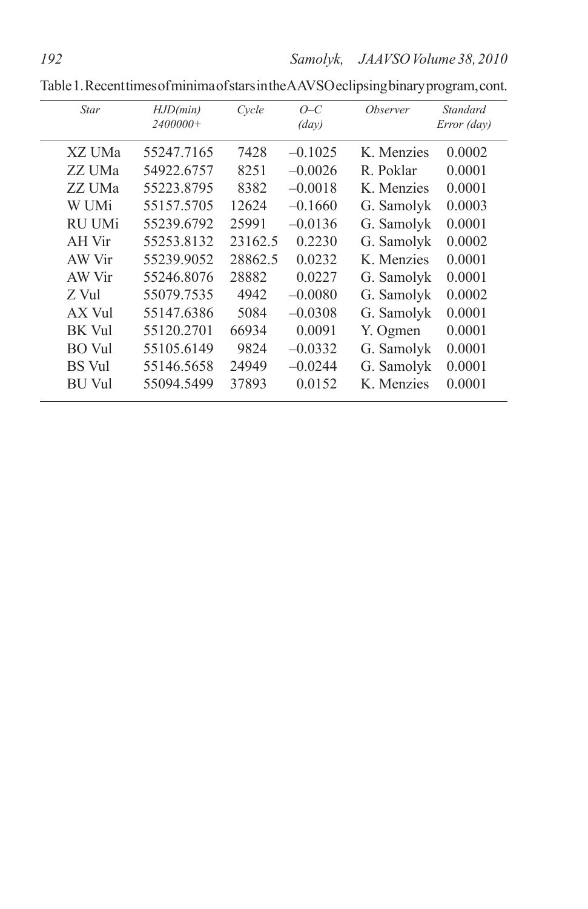Table 1. Recent times of minima of stars in the AAVSO eclipsing binary program, cont.

| *Star* | *HJD(min) 2400000+* | *Cycle* | *O–C (day)* | *Observer* | *Standard Error (day)* |
|---|---|---|---|---|---|
| XZ UMa | 55247.7165 | 7428 | –0.1025 | K. Menzies | 0.0002 |
| ZZ UMa | 54922.6757 | 8251 | –0.0026 | R. Poklar | 0.0001 |
| ZZ UMa | 55223.8795 | 8382 | –0.0018 | K. Menzies | 0.0001 |
| W UMi | 55157.5705 | 12624 | –0.1660 | G. Samolyk | 0.0003 |
| RU UMi | 55239.6792 | 25991 | –0.0136 | G. Samolyk | 0.0001 |
| AH Vir | 55253.8132 | 23162.5 | 0.2230 | G. Samolyk | 0.0002 |
| AW Vir | 55239.9052 | 28862.5 | 0.0232 | K. Menzies | 0.0001 |
| AW Vir | 55246.8076 | 28882 | 0.0227 | G. Samolyk | 0.0001 |
| Z Vul | 55079.7535 | 4942 | –0.0080 | G. Samolyk | 0.0002 |
| AX Vul | 55147.6386 | 5084 | –0.0308 | G. Samolyk | 0.0001 |
| BK Vul | 55120.2701 | 66934 | 0.0091 | Y. Ogmen | 0.0001 |
| BO Vul | 55105.6149 | 9824 | –0.0332 | G. Samolyk | 0.0001 |
| BS Vul | 55146.5658 | 24949 | –0.0244 | G. Samolyk | 0.0001 |
| BU Vul | 55094.5499 | 37893 | 0.0152 | K. Menzies | 0.0001 |